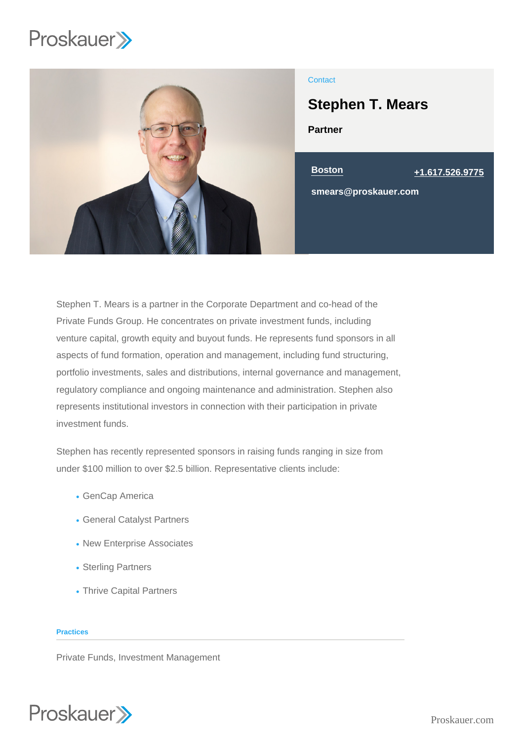Contact

# Stephen T. Mears

**Partner**

**Boston** **+1.617.526.9775**

**smears@proskauer.com**

Stephen T. Mears is a partner in the Corporate Department and co-head of the Private Funds Group. He concentrates on private investment funds, including venture capital, growth equity and buyout funds. He represents fund sponsors in all aspects of fund formation, operation and management, including fund structuring, portfolio investments, sales and distributions, internal governance and management, regulatory compliance and ongoing maintenance and administration. Stephen also represents institutional investors in connection with their participation in private investment funds.

Stephen has recently represented sponsors in raising funds ranging in size from under $100 million to over $2.5 billion. Representative clients include:

- GenCap America
- General Catalyst Partners
- New Enterprise Associates
- Sterling Partners
- Thrive Capital Partners

## Practices

Private Funds, Investment Management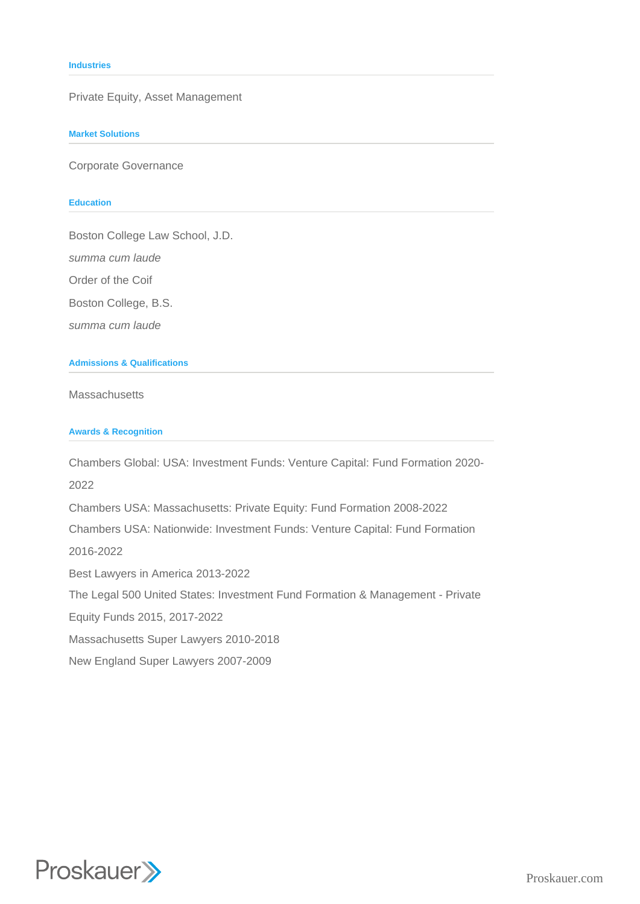#### Industries

Private Equity, Asset Management

#### Market Solutions

Corporate Governance

#### Education

Boston College Law School, J.D.

*summa cum laude*

Order of the Coif

Boston College, B.S.

*summa cum laude*

#### Admissions & Qualifications

Massachusetts

#### Awards & Recognition

Chambers Global: USA: Investment Funds: Venture Capital: Fund Formation 2020-2022

Chambers USA: Massachusetts: Private Equity: Fund Formation 2008-2022

Chambers USA: Nationwide: Investment Funds: Venture Capital: Fund Formation 2016-2022

Best Lawyers in America 2013-2022

The Legal 500 United States: Investment Fund Formation & Management - Private Equity Funds 2015, 2017-2022

Massachusetts Super Lawyers 2010-2018

New England Super Lawyers 2007-2009